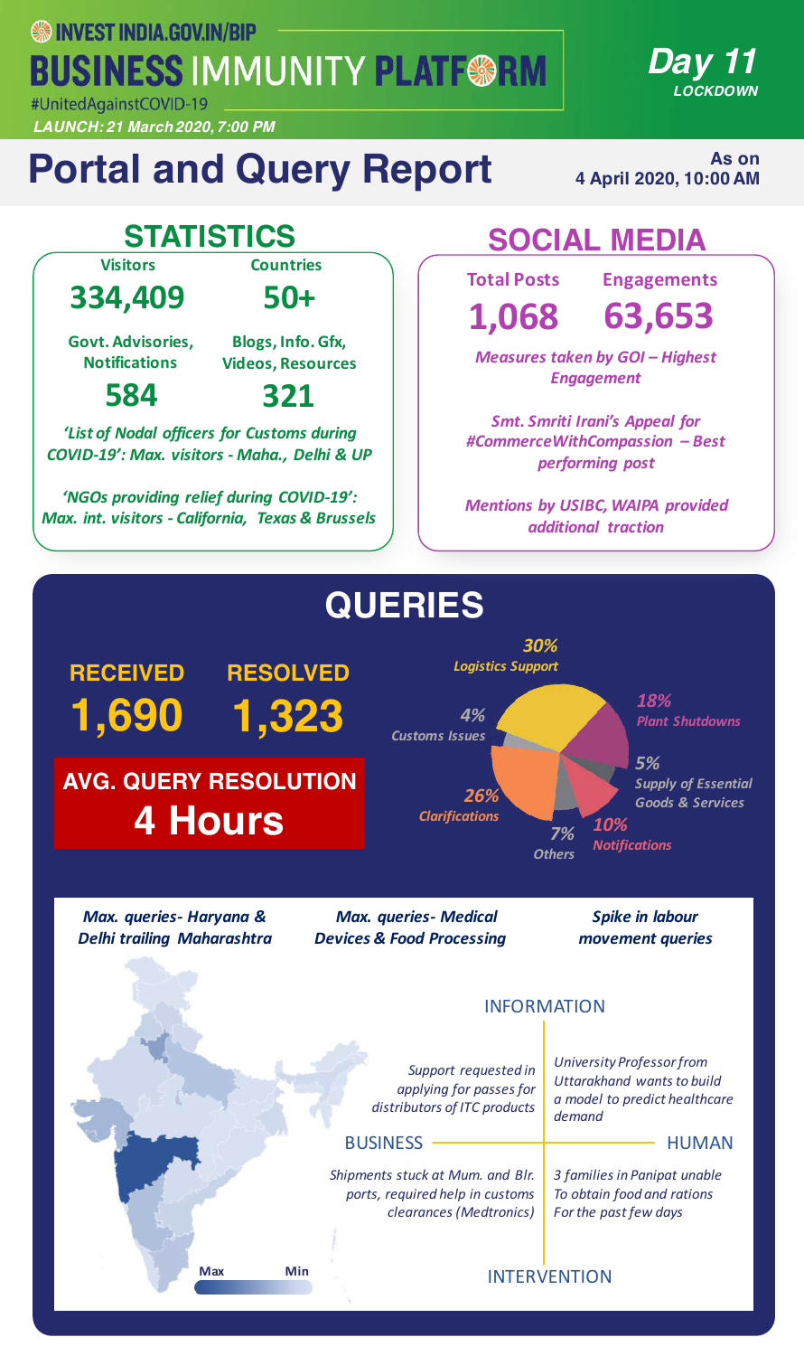INVEST INDIA.GOV.IN/BIP

# BUSINESS IMMUNITY PLATFORM

#UnitedAgainstCOVID-19

*LAUNCH: 21 March 2020, 7:00 PM*

***Day 11*** ***LOCKDOWN***

# Portal and Query Report

**As on 4 April 2020, 10:00 AM**

## STATISTICS

| Visitors | Countries |
|---|---|
| **334,409** | **50+** |

| Govt. Advisories, Notifications | Blogs, Info. Gfx, Videos, Resources |
|---|---|
| **584** | **321** |

*'List of Nodal officers for Customs during COVID-19': Max. visitors - Maha., Delhi & UP*

*'NGOs providing relief during COVID-19': Max. int. visitors - California, Texas & Brussels*

## SOCIAL MEDIA

| Total Posts | Engagements |
|---|---|
| **1,068** | **63,653** |

*Measures taken by GOI – Highest Engagement*

*Smt. Smriti Irani's Appeal for #CommerceWithCompassion – Best performing post*

*Mentions by USIBC, WAIPA provided additional traction*

## QUERIES

| RECEIVED | RESOLVED |
|---|---|
| **1,690** | **1,323** |

**AVG. QUERY RESOLUTION 4 Hours**

- *30% Logistics Support*
- *18% Plant Shutdowns*
- *5% Supply of Essential Goods & Services*
- *10% Notifications*
- *7% Others*
- *26% Clarifications*
- *4% Customs Issues*

*Max. queries- Haryana & Delhi trailing Maharashtra*

*Max. queries- Medical Devices & Food Processing*

*Spike in labour movement queries*

Max — Min

INFORMATION

| BUSINESS | HUMAN |
|---|---|
| *Support requested in applying for passes for distributors of ITC products* | *University Professor from Uttarakhand wants to build a model to predict healthcare demand* |
| *Shipments stuck at Mum. and Blr. ports, required help in customs clearances (Medtronics)* | *3 families in Panipat unable To obtain food and rations For the past few days* |

INTERVENTION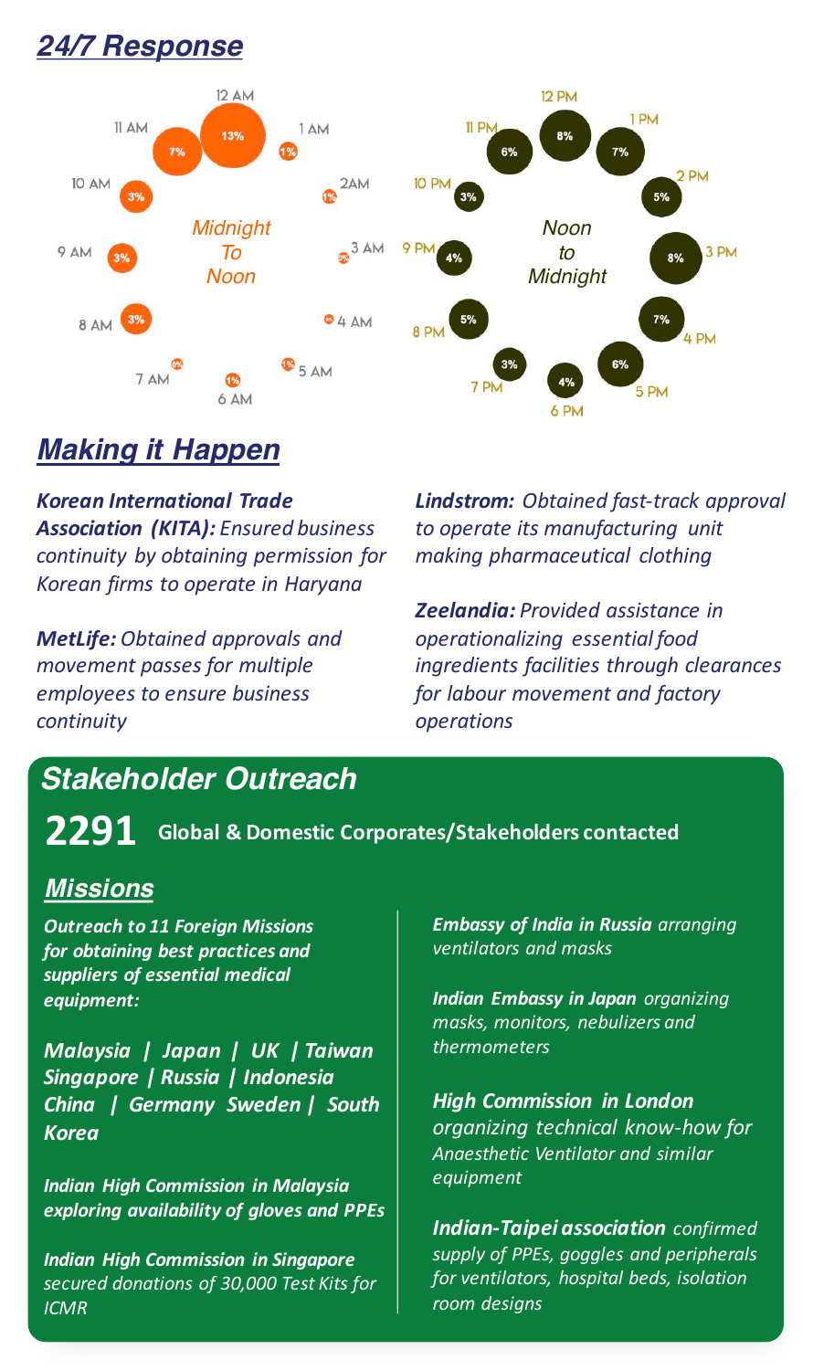## 24/7 Response

**Midnight To Noon**

| Time | Share |
|---|---|
| 12 AM | 13% |
| 1 AM | 1% |
| 2AM | 1% |
| 3 AM | 0% |
| 4 AM | 0% |
| 5 AM | 1% |
| 6 AM | 1% |
| 7 AM | 0% |
| 8 AM | 3% |
| 9 AM | 3% |
| 10 AM | 3% |
| 11 AM | 7% |

**Noon to Midnight**

| Time | Share |
|---|---|
| 12 PM | 8% |
| 1 PM | 7% |
| 2 PM | 5% |
| 3 PM | 8% |
| 4 PM | 7% |
| 5 PM | 6% |
| 6 PM | 4% |
| 7 PM | 3% |
| 8 PM | 5% |
| 9 PM | 4% |
| 10 PM | 3% |
| 11 PM | 6% |

## Making it Happen

***Korean International Trade Association (KITA):*** *Ensured business continuity by obtaining permission for Korean firms to operate in Haryana*

***MetLife:*** *Obtained approvals and movement passes for multiple employees to ensure business continuity*

***Lindstrom:*** *Obtained fast-track approval to operate its manufacturing unit making pharmaceutical clothing*

***Zeelandia:*** *Provided assistance in operationalizing essential food ingredients facilities through clearances for labour movement and factory operations*

## Stakeholder Outreach

**2291** **Global & Domestic Corporates/Stakeholders contacted**

### Missions

***Outreach to 11 Foreign Missions for obtaining best practices and suppliers of essential medical equipment:***

***Malaysia | Japan | UK | Taiwan Singapore | Russia | Indonesia China | Germany Sweden | South Korea***

***Indian High Commission in Malaysia exploring availability of gloves and PPEs***

***Indian High Commission in Singapore*** *secured donations of 30,000 Test Kits for ICMR*

***Embassy of India in Russia*** *arranging ventilators and masks*

***Indian Embassy in Japan*** *organizing masks, monitors, nebulizers and thermometers*

***High Commission in London*** *organizing technical know-how for Anaesthetic Ventilator and similar equipment*

***Indian-Taipei association*** *confirmed supply of PPEs, goggles and peripherals for ventilators, hospital beds, isolation room designs*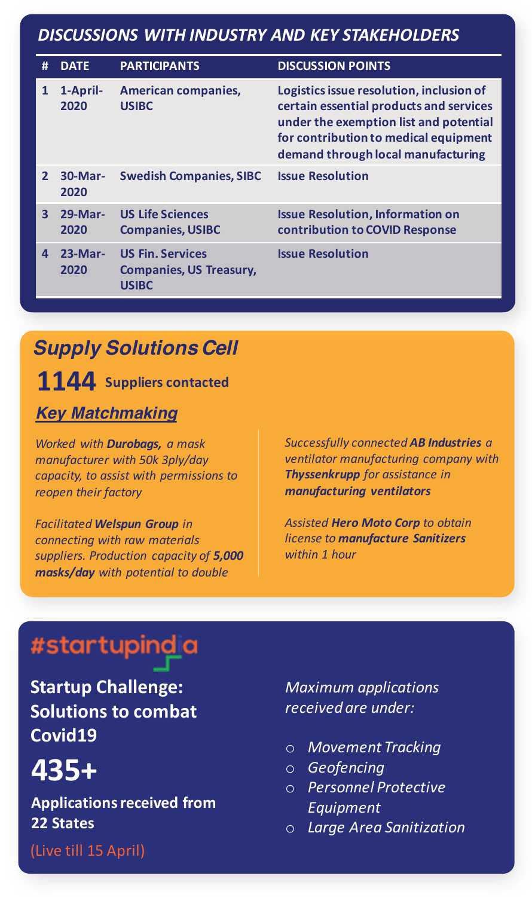## *DISCUSSIONS WITH INDUSTRY AND KEY STAKEHOLDERS*

| # | DATE | PARTICIPANTS | DISCUSSION POINTS |
|---|---|---|---|
| 1 | 1-April-2020 | American companies, USIBC | Logistics issue resolution, inclusion of certain essential products and services under the exemption list and potential for contribution to medical equipment demand through local manufacturing |
| 2 | 30-Mar-2020 | Swedish Companies, SIBC | Issue Resolution |
| 3 | 29-Mar-2020 | US Life Sciences Companies, USIBC | Issue Resolution, Information on contribution to COVID Response |
| 4 | 23-Mar-2020 | US Fin. Services Companies, US Treasury, USIBC | Issue Resolution |

## *Supply Solutions Cell*

**1144** **Suppliers contacted**

### *Key Matchmaking*

*Worked with **Durobags,** a mask manufacturer with 50k 3ply/day capacity, to assist with permissions to reopen their factory*

*Facilitated **Welspun Group** in connecting with raw materials suppliers. Production capacity of **5,000 masks/day** with potential to double*

*Successfully connected **AB Industries** a ventilator manufacturing company with **Thyssenkrupp** for assistance in **manufacturing ventilators***

*Assisted **Hero Moto Corp** to obtain license to **manufacture Sanitizers** within 1 hour*

## #startupindia

**Startup Challenge: Solutions to combat Covid19**

**435+**

**Applications received from 22 States**

(Live till 15 April)

*Maximum applications received are under:*

- *Movement Tracking*
- *Geofencing*
- *Personnel Protective Equipment*
- *Large Area Sanitization*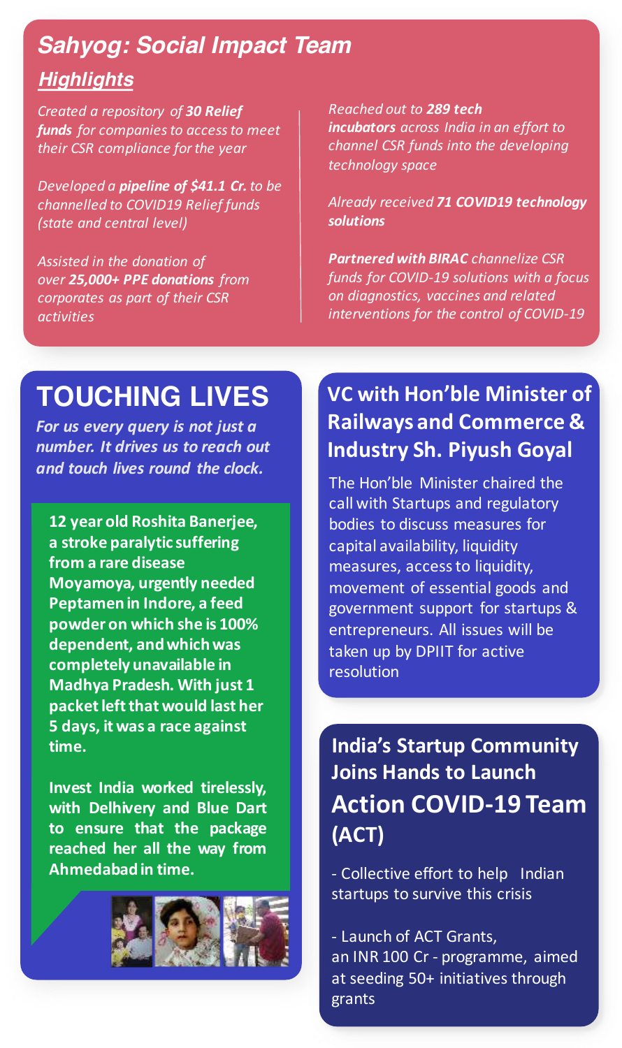## *Sahyog: Social Impact Team*

### ***Highlights***

*Created a repository of **30 Relief funds** for companies to access to meet their CSR compliance for the year*

*Developed a **pipeline of $41.1 Cr.** to be channelled to COVID19 Relief funds (state and central level)*

*Assisted in the donation of over **25,000+ PPE donations** from corporates as part of their CSR activities*

*Reached out to **289 tech incubators** across India in an effort to channel CSR funds into the developing technology space*

*Already received **71 COVID19 technology solutions***

***Partnered with BIRAC** channelize CSR funds for COVID-19 solutions with a focus on diagnostics, vaccines and related interventions for the control of COVID-19*

## TOUCHING LIVES

***For us every query is not just a number. It drives us to reach out and touch lives round the clock.***

**12 year old Roshita Banerjee, a stroke paralytic suffering from a rare disease Moyamoya, urgently needed Peptamen in Indore, a feed powder on which she is 100% dependent, and which was completely unavailable in Madhya Pradesh. With just 1 packet left that would last her 5 days, it was a race against time.**

**Invest India worked tirelessly, with Delhivery and Blue Dart to ensure that the package reached her all the way from Ahmedabad in time.**

## VC with Hon'ble Minister of Railways and Commerce & Industry Sh. Piyush Goyal

The Hon'ble Minister chaired the call with Startups and regulatory bodies to discuss measures for capital availability, liquidity measures, access to liquidity, movement of essential goods and government support for startups & entrepreneurs. All issues will be taken up by DPIIT for active resolution

## India's Startup Community Joins Hands to Launch Action COVID-19 Team (ACT)

- Collective effort to help Indian startups to survive this crisis

- Launch of ACT Grants, an INR 100 Cr - programme, aimed at seeding 50+ initiatives through grants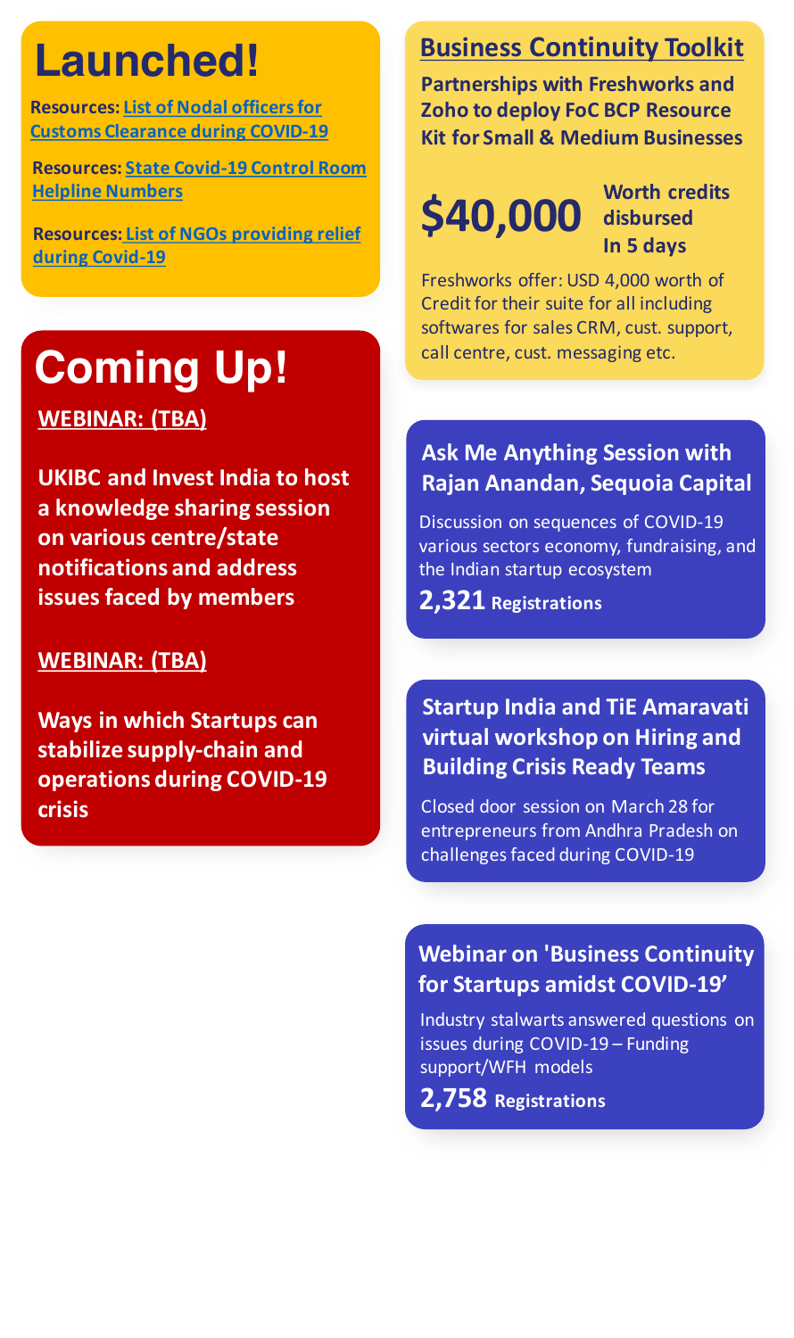# Launched!

**Resources:** **List of Nodal officers for Customs Clearance during COVID-19**

**Resources:** **State Covid-19 Control Room Helpline Numbers**

**Resources:** **List of NGOs providing relief during Covid-19**

# Coming Up!

**WEBINAR: (TBA)**

**UKIBC and Invest India to host a knowledge sharing session on various centre/state notifications and address issues faced by members**

**WEBINAR: (TBA)**

**Ways in which Startups can stabilize supply-chain and operations during COVID-19 crisis**

## Business Continuity Toolkit

**Partnerships with Freshworks and Zoho to deploy FoC BCP Resource Kit for Small & Medium Businesses**

**$40,000** **Worth credits disbursed In 5 days**

Freshworks offer: USD 4,000 worth of Credit for their suite for all including softwares for sales CRM, cust. support, call centre, cust. messaging etc.

## Ask Me Anything Session with Rajan Anandan, Sequoia Capital

Discussion on sequences of COVID-19 various sectors economy, fundraising, and the Indian startup ecosystem

**2,321 Registrations**

## Startup India and TiE Amaravati virtual workshop on Hiring and Building Crisis Ready Teams

Closed door session on March 28 for entrepreneurs from Andhra Pradesh on challenges faced during COVID-19

## Webinar on 'Business Continuity for Startups amidst COVID-19'

Industry stalwarts answered questions on issues during COVID-19 – Funding support/WFH models

**2,758 Registrations**